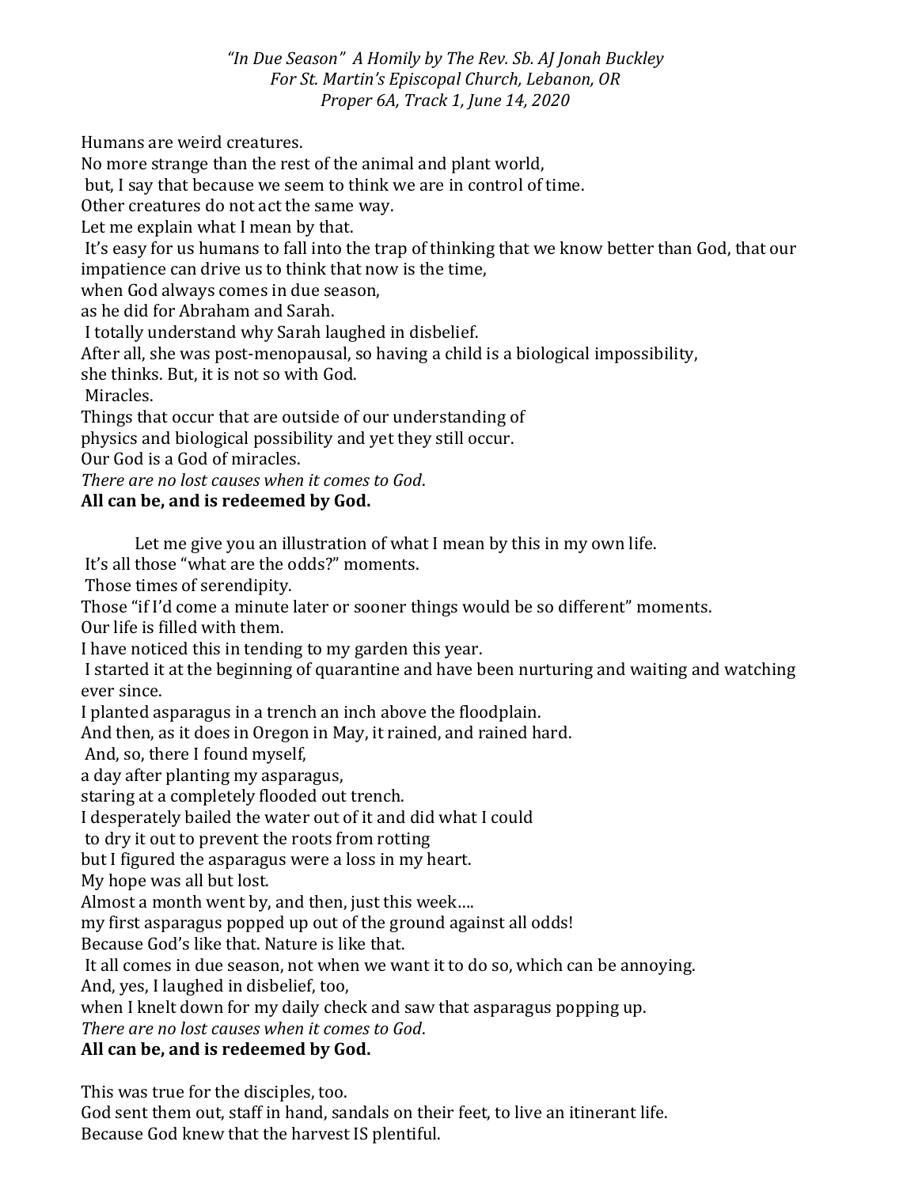*"In Due Season" A Homily by The Rev. Sb. AJ Jonah Buckley*
*For St. Martin's Episcopal Church, Lebanon, OR*
*Proper 6A, Track 1, June 14, 2020*

Humans are weird creatures.
No more strange than the rest of the animal and plant world,
but, I say that because we seem to think we are in control of time.
Other creatures do not act the same way.
Let me explain what I mean by that.
It's easy for us humans to fall into the trap of thinking that we know better than God, that our impatience can drive us to think that now is the time,
when God always comes in due season,
as he did for Abraham and Sarah.
I totally understand why Sarah laughed in disbelief.
After all, she was post-menopausal, so having a child is a biological impossibility,
she thinks. But, it is not so with God.
Miracles.
Things that occur that are outside of our understanding of
physics and biological possibility and yet they still occur.
Our God is a God of miracles.
*There are no lost causes when it comes to God*.
**All can be, and is redeemed by God.**

Let me give you an illustration of what I mean by this in my own life.
It's all those "what are the odds?" moments.
Those times of serendipity.
Those "if I'd come a minute later or sooner things would be so different" moments.
Our life is filled with them.
I have noticed this in tending to my garden this year.
I started it at the beginning of quarantine and have been nurturing and waiting and watching ever since.
I planted asparagus in a trench an inch above the floodplain.
And then, as it does in Oregon in May, it rained, and rained hard.
And, so, there I found myself,
a day after planting my asparagus,
staring at a completely flooded out trench.
I desperately bailed the water out of it and did what I could
to dry it out to prevent the roots from rotting
but I figured the asparagus were a loss in my heart.
My hope was all but lost.
Almost a month went by, and then, just this week....
my first asparagus popped up out of the ground against all odds!
Because God's like that. Nature is like that.
It all comes in due season, not when we want it to do so, which can be annoying.
And, yes, I laughed in disbelief, too,
when I knelt down for my daily check and saw that asparagus popping up.
*There are no lost causes when it comes to God*.
**All can be, and is redeemed by God.**

This was true for the disciples, too.
God sent them out, staff in hand, sandals on their feet, to live an itinerant life.
Because God knew that the harvest IS plentiful.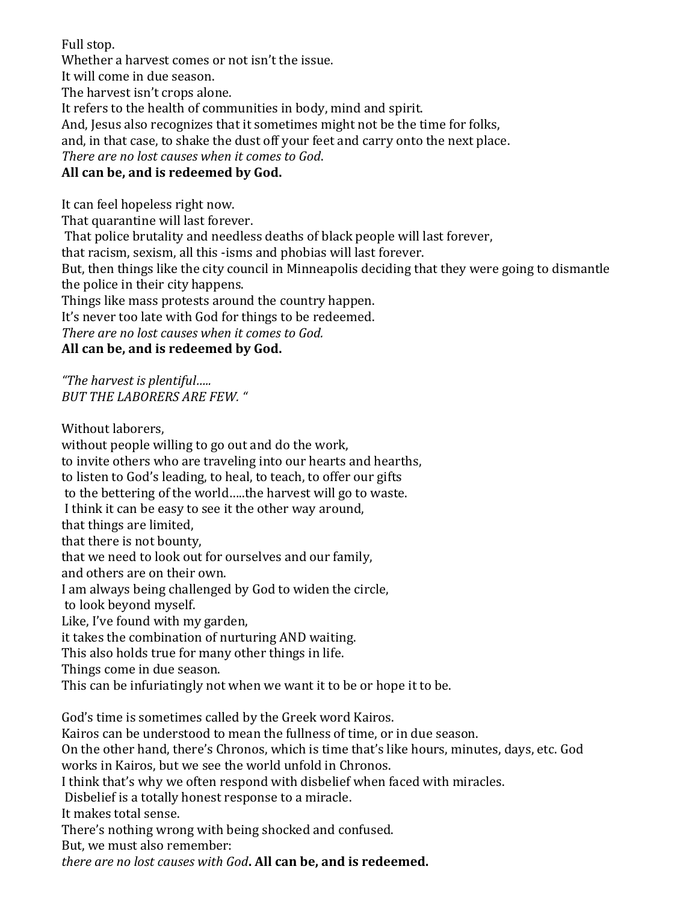Full stop.
Whether a harvest comes or not isn't the issue.
It will come in due season.
The harvest isn't crops alone.
It refers to the health of communities in body, mind and spirit.
And, Jesus also recognizes that it sometimes might not be the time for folks,
and, in that case, to shake the dust off your feet and carry onto the next place.
*There are no lost causes when it comes to God*.
**All can be, and is redeemed by God.**

It can feel hopeless right now.
That quarantine will last forever.
That police brutality and needless deaths of black people will last forever,
that racism, sexism, all this -isms and phobias will last forever.
But, then things like the city council in Minneapolis deciding that they were going to dismantle the police in their city happens.
Things like mass protests around the country happen.
It's never too late with God for things to be redeemed.
*There are no lost causes when it comes to God.*
**All can be, and is redeemed by God.**

*"The harvest is plentiful…..*
*BUT THE LABORERS ARE FEW. "*

Without laborers,
without people willing to go out and do the work,
to invite others who are traveling into our hearts and hearths,
to listen to God's leading, to heal, to teach, to offer our gifts
to the bettering of the world…..the harvest will go to waste.
I think it can be easy to see it the other way around,
that things are limited,
that there is not bounty,
that we need to look out for ourselves and our family,
and others are on their own.
I am always being challenged by God to widen the circle,
to look beyond myself.
Like, I've found with my garden,
it takes the combination of nurturing AND waiting.
This also holds true for many other things in life.
Things come in due season.
This can be infuriatingly not when we want it to be or hope it to be.

God's time is sometimes called by the Greek word Kairos.
Kairos can be understood to mean the fullness of time, or in due season.
On the other hand, there's Chronos, which is time that's like hours, minutes, days, etc. God works in Kairos, but we see the world unfold in Chronos.
I think that's why we often respond with disbelief when faced with miracles.
Disbelief is a totally honest response to a miracle.
It makes total sense.
There's nothing wrong with being shocked and confused.
But, we must also remember:
*there are no lost causes with God*. **All can be, and is redeemed.**